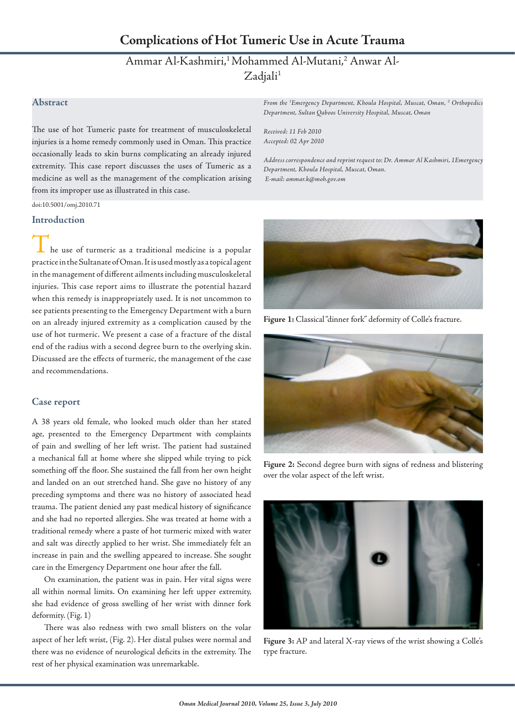# Complications of Hot Tumeric Use in Acute Trauma

Ammar Al-Kashmiri,[1] Mohammed Al-Mutani,[2] Anwar Al-Zadjali[1]

## Abstract

The use of hot Tumeric paste for treatment of musculoskeletal injuries is a home remedy commonly used in Oman. This practice occasionally leads to skin burns complicating an already injured extremity. This case report discusses the uses of Tumeric as a medicine as well as the management of the complication arising from its improper use as illustrated in this case.

*From the [1]Emergency Department, Khoula Hospital, Muscat, Oman, [2] Orthopedics Department, Sultan Qaboos University Hospital, Muscat, Oman*

*Received: 11 Feb 2010*
*Accepted: 02 Apr 2010*

*Address correspondence and reprint request to: Dr. Ammar Al Kashmiri, 1Emergency Department, Khoula Hospital, Muscat, Oman.*
*E-mail: ammar.k@moh.gov.om*

doi:10.5001/omj.2010.71

## Introduction

The use of turmeric as a traditional medicine is a popular practice in the Sultanate of Oman. It is used mostly as a topical agent in the management of different ailments including musculoskeletal injuries. This case report aims to illustrate the potential hazard when this remedy is inappropriately used. It is not uncommon to see patients presenting to the Emergency Department with a burn on an already injured extremity as a complication caused by the use of hot turmeric. We present a case of a fracture of the distal end of the radius with a second degree burn to the overlying skin. Discussed are the effects of turmeric, the management of the case and recommendations.

## Case report

A 38 years old female, who looked much older than her stated age, presented to the Emergency Department with complaints of pain and swelling of her left wrist. The patient had sustained a mechanical fall at home where she slipped while trying to pick something off the floor. She sustained the fall from her own height and landed on an out stretched hand. She gave no history of any preceding symptoms and there was no history of associated head trauma. The patient denied any past medical history of significance and she had no reported allergies. She was treated at home with a traditional remedy where a paste of hot turmeric mixed with water and salt was directly applied to her wrist. She immediately felt an increase in pain and the swelling appeared to increase. She sought care in the Emergency Department one hour after the fall.

On examination, the patient was in pain. Her vital signs were all within normal limits. On examining her left upper extremity, she had evidence of gross swelling of her wrist with dinner fork deformity. (Fig. 1)

There was also redness with two small blisters on the volar aspect of her left wrist, (Fig. 2). Her distal pulses were normal and there was no evidence of neurological deficits in the extremity. The rest of her physical examination was unremarkable.

**Figure 1:** Classical "dinner fork" deformity of Colle's fracture.

**Figure 2:** Second degree burn with signs of redness and blistering over the volar aspect of the left wrist.

**Figure 3:** AP and lateral X-ray views of the wrist showing a Colle's type fracture.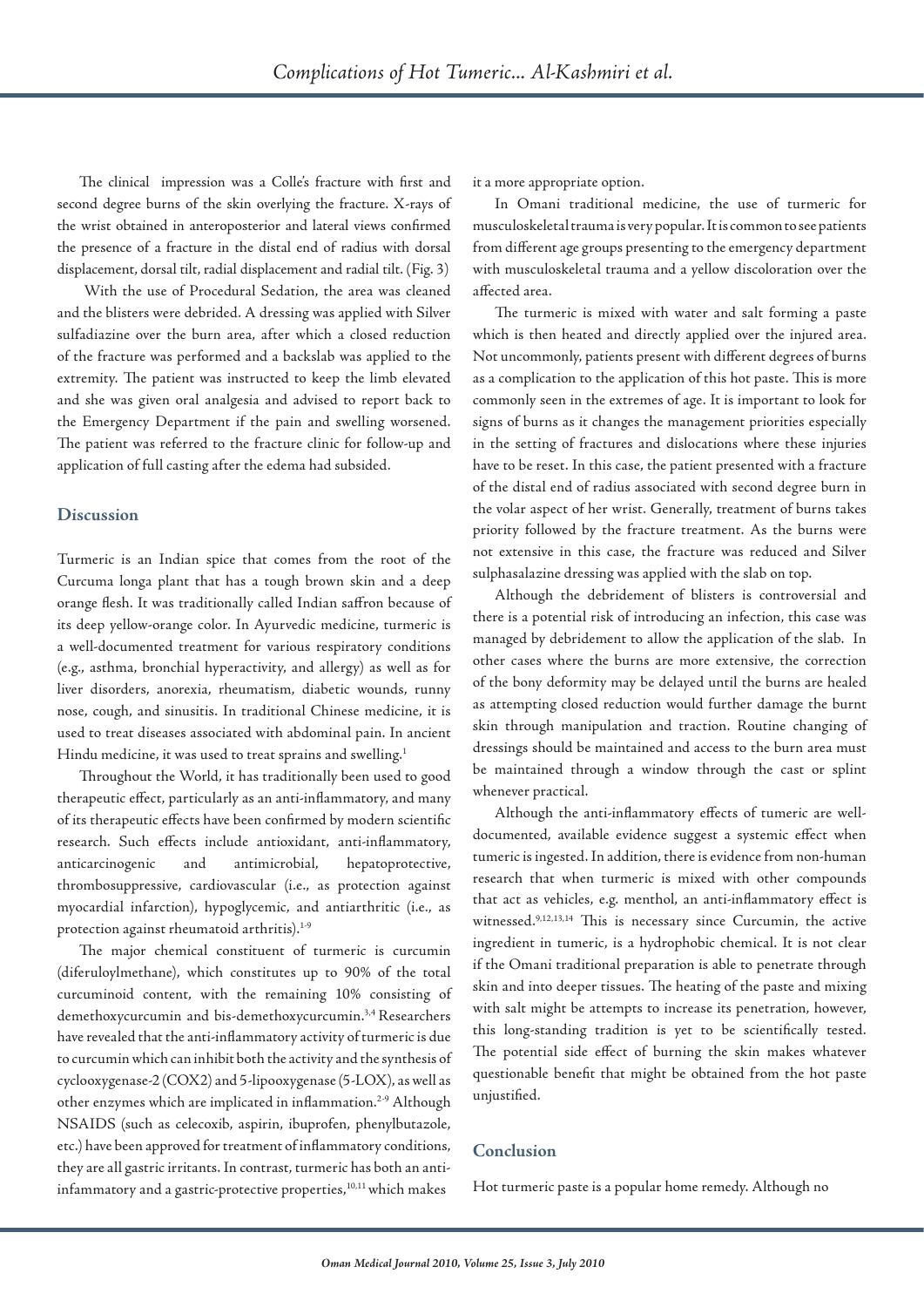The clinical impression was a Colle's fracture with first and second degree burns of the skin overlying the fracture. X-rays of the wrist obtained in anteroposterior and lateral views confirmed the presence of a fracture in the distal end of radius with dorsal displacement, dorsal tilt, radial displacement and radial tilt. (Fig. 3)

With the use of Procedural Sedation, the area was cleaned and the blisters were debrided. A dressing was applied with Silver sulfadiazine over the burn area, after which a closed reduction of the fracture was performed and a backslab was applied to the extremity. The patient was instructed to keep the limb elevated and she was given oral analgesia and advised to report back to the Emergency Department if the pain and swelling worsened. The patient was referred to the fracture clinic for follow-up and application of full casting after the edema had subsided.

## Discussion

Turmeric is an Indian spice that comes from the root of the Curcuma longa plant that has a tough brown skin and a deep orange flesh. It was traditionally called Indian saffron because of its deep yellow-orange color. In Ayurvedic medicine, turmeric is a well-documented treatment for various respiratory conditions (e.g., asthma, bronchial hyperactivity, and allergy) as well as for liver disorders, anorexia, rheumatism, diabetic wounds, runny nose, cough, and sinusitis. In traditional Chinese medicine, it is used to treat diseases associated with abdominal pain. In ancient Hindu medicine, it was used to treat sprains and swelling.[1]

Throughout the World, it has traditionally been used to good therapeutic effect, particularly as an anti-inflammatory, and many of its therapeutic effects have been confirmed by modern scientific research. Such effects include antioxidant, anti-inflammatory, anticarcinogenic and antimicrobial, hepatoprotective, thrombosuppressive, cardiovascular (i.e., as protection against myocardial infarction), hypoglycemic, and antiarthritic (i.e., as protection against rheumatoid arthritis).[1-9]

The major chemical constituent of turmeric is curcumin (diferuloylmethane), which constitutes up to 90% of the total curcuminoid content, with the remaining 10% consisting of demethoxycurcumin and bis-demethoxycurcumin.[3,4] Researchers have revealed that the anti-inflammatory activity of turmeric is due to curcumin which can inhibit both the activity and the synthesis of cyclooxygenase-2 (COX2) and 5-lipooxygenase (5-LOX), as well as other enzymes which are implicated in inflammation.[2-9] Although NSAIDS (such as celecoxib, aspirin, ibuprofen, phenylbutazole, etc.) have been approved for treatment of inflammatory conditions, they are all gastric irritants. In contrast, turmeric has both an anti-infammatory and a gastric-protective properties,[10,11] which makes it a more appropriate option.

In Omani traditional medicine, the use of turmeric for musculoskeletal trauma is very popular. It is common to see patients from different age groups presenting to the emergency department with musculoskeletal trauma and a yellow discoloration over the affected area.

The turmeric is mixed with water and salt forming a paste which is then heated and directly applied over the injured area. Not uncommonly, patients present with different degrees of burns as a complication to the application of this hot paste. This is more commonly seen in the extremes of age. It is important to look for signs of burns as it changes the management priorities especially in the setting of fractures and dislocations where these injuries have to be reset. In this case, the patient presented with a fracture of the distal end of radius associated with second degree burn in the volar aspect of her wrist. Generally, treatment of burns takes priority followed by the fracture treatment. As the burns were not extensive in this case, the fracture was reduced and Silver sulphasalazine dressing was applied with the slab on top.

Although the debridement of blisters is controversial and there is a potential risk of introducing an infection, this case was managed by debridement to allow the application of the slab. In other cases where the burns are more extensive, the correction of the bony deformity may be delayed until the burns are healed as attempting closed reduction would further damage the burnt skin through manipulation and traction. Routine changing of dressings should be maintained and access to the burn area must be maintained through a window through the cast or splint whenever practical.

Although the anti-inflammatory effects of tumeric are well-documented, available evidence suggest a systemic effect when tumeric is ingested. In addition, there is evidence from non-human research that when turmeric is mixed with other compounds that act as vehicles, e.g. menthol, an anti-inflammatory effect is witnessed.[9,12,13,14] This is necessary since Curcumin, the active ingredient in tumeric, is a hydrophobic chemical. It is not clear if the Omani traditional preparation is able to penetrate through skin and into deeper tissues. The heating of the paste and mixing with salt might be attempts to increase its penetration, however, this long-standing tradition is yet to be scientifically tested. The potential side effect of burning the skin makes whatever questionable benefit that might be obtained from the hot paste unjustified.

## Conclusion

Hot turmeric paste is a popular home remedy. Although no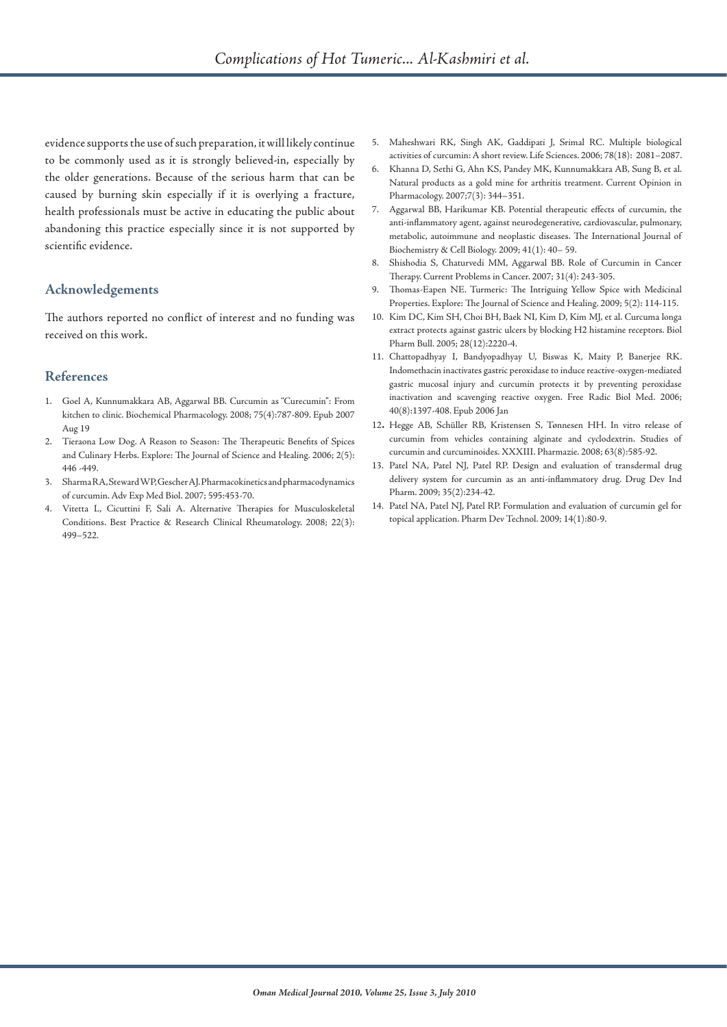evidence supports the use of such preparation, it will likely continue to be commonly used as it is strongly believed-in, especially by the older generations. Because of the serious harm that can be caused by burning skin especially if it is overlying a fracture, health professionals must be active in educating the public about abandoning this practice especially since it is not supported by scientific evidence.

## Acknowledgements

The authors reported no conflict of interest and no funding was received on this work.

## References

1. Goel A, Kunnumakkara AB, Aggarwal BB. Curcumin as "Curecumin": From kitchen to clinic. Biochemical Pharmacology. 2008; 75(4):787-809. Epub 2007 Aug 19
2. Tieraona Low Dog. A Reason to Season: The Therapeutic Benefits of Spices and Culinary Herbs. Explore: The Journal of Science and Healing. 2006; 2(5): 446 -449.
3. Sharma RA, Steward WP, Gescher AJ. Pharmacokinetics and pharmacodynamics of curcumin. Adv Exp Med Biol. 2007; 595:453-70.
4. Vitetta L, Cicuttini F, Sali A. Alternative Therapies for Musculoskeletal Conditions. Best Practice & Research Clinical Rheumatology. 2008; 22(3): 499–522.
5. Maheshwari RK, Singh AK, Gaddipati J, Srimal RC. Multiple biological activities of curcumin: A short review. Life Sciences. 2006; 78(18): 2081–2087.
6. Khanna D, Sethi G, Ahn KS, Pandey MK, Kunnumakkara AB, Sung B, et al. Natural products as a gold mine for arthritis treatment. Current Opinion in Pharmacology. 2007;7(3): 344–351.
7. Aggarwal BB, Harikumar KB. Potential therapeutic effects of curcumin, the anti-inflammatory agent, against neurodegenerative, cardiovascular, pulmonary, metabolic, autoimmune and neoplastic diseases. The International Journal of Biochemistry & Cell Biology. 2009; 41(1): 40– 59.
8. Shishodia S, Chaturvedi MM, Aggarwal BB. Role of Curcumin in Cancer Therapy. Current Problems in Cancer. 2007; 31(4): 243-305.
9. Thomas-Eapen NE. Turmeric: The Intriguing Yellow Spice with Medicinal Properties. Explore: The Journal of Science and Healing. 2009; 5(2): 114-115.
10. Kim DC, Kim SH, Choi BH, Baek NI, Kim D, Kim MJ, et al. Curcuma longa extract protects against gastric ulcers by blocking H2 histamine receptors. Biol Pharm Bull. 2005; 28(12):2220-4.
11. Chattopadhyay I, Bandyopadhyay U, Biswas K, Maity P, Banerjee RK. Indomethacin inactivates gastric peroxidase to induce reactive-oxygen-mediated gastric mucosal injury and curcumin protects it by preventing peroxidase inactivation and scavenging reactive oxygen. Free Radic Biol Med. 2006; 40(8):1397-408. Epub 2006 Jan
12. Hegge AB, Schüller RB, Kristensen S, Tønnesen HH. In vitro release of curcumin from vehicles containing alginate and cyclodextrin. Studies of curcumin and curcuminoides. XXXIII. Pharmazie. 2008; 63(8):585-92.
13. Patel NA, Patel NJ, Patel RP. Design and evaluation of transdermal drug delivery system for curcumin as an anti-inflammatory drug. Drug Dev Ind Pharm. 2009; 35(2):234-42.
14. Patel NA, Patel NJ, Patel RP. Formulation and evaluation of curcumin gel for topical application. Pharm Dev Technol. 2009; 14(1):80-9.